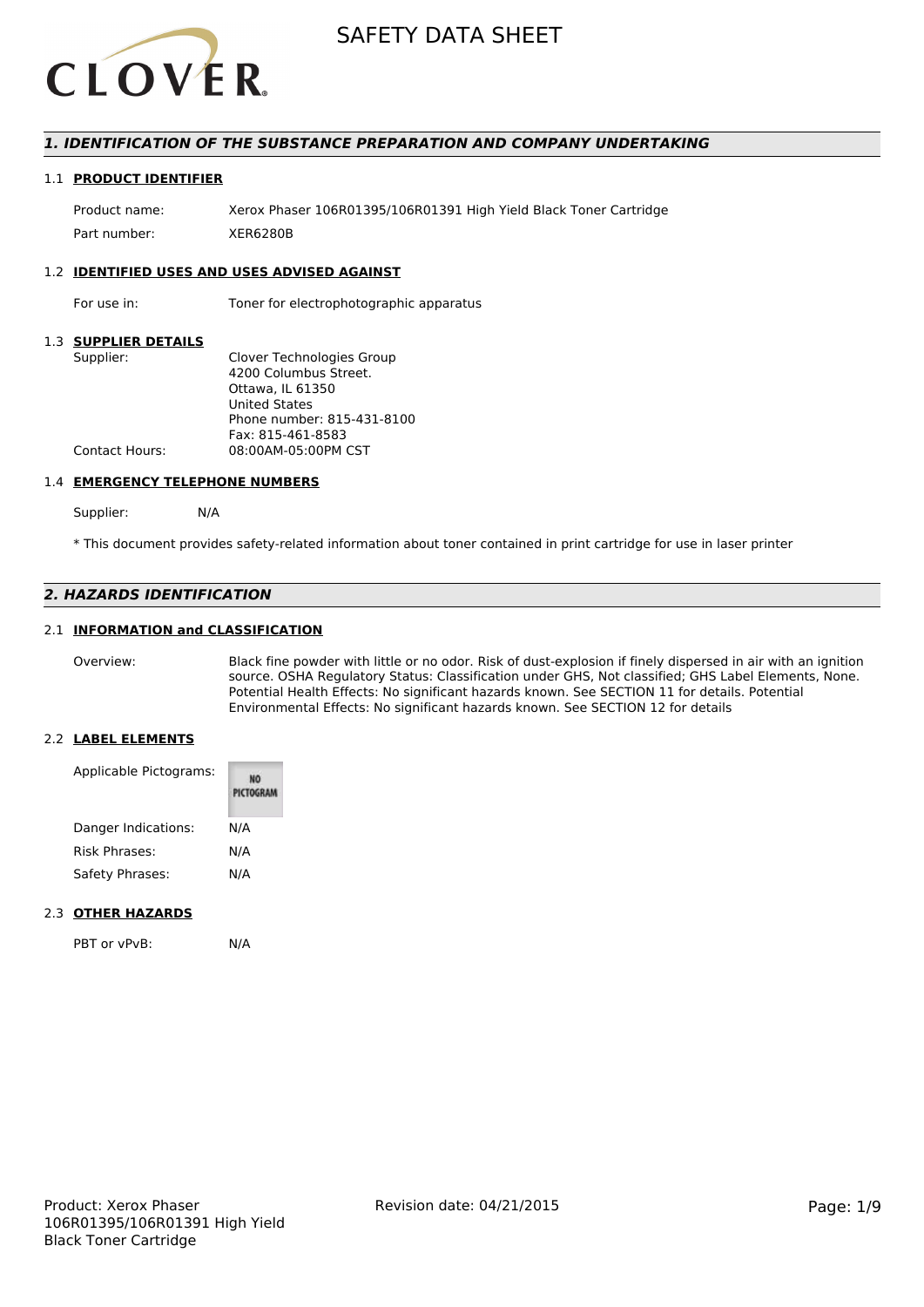# SAFETY DATA SHEET

## 1. IDENTIFICATION OF THE SUBSTANCE PREPARATION AND COMPANY UNDERTAKING

### 1.1 PRODUCT IDENTIFIER

Product name: Xerox Phaser 106R01395/106R01391 High Yield Black Toner Cartridge

Part number: XER6280B

### 1.2 IDENTIFIED USES AND USES ADVISED AGAINST

For use in: Toner for electrophotographic apparatus

### 1.3 SUPPLIER DETAILS

Supplier:
Clover Technologies Group
4200 Columbus Street.
Ottawa, IL 61350
United States
Phone number: 815-431-8100
Fax: 815-461-8583

Contact Hours: 08:00AM-05:00PM CST

### 1.4 EMERGENCY TELEPHONE NUMBERS

Supplier: N/A

* This document provides safety-related information about toner contained in print cartridge for use in laser printer

## 2. HAZARDS IDENTIFICATION

### 2.1 INFORMATION and CLASSIFICATION

Overview: Black fine powder with little or no odor. Risk of dust-explosion if finely dispersed in air with an ignition source. OSHA Regulatory Status: Classification under GHS, Not classified; GHS Label Elements, None. Potential Health Effects: No significant hazards known. See SECTION 11 for details. Potential Environmental Effects: No significant hazards known. See SECTION 12 for details

### 2.2 LABEL ELEMENTS

Applicable Pictograms: NO PICTOGRAM

Danger Indications: N/A

Risk Phrases: N/A

Safety Phrases: N/A

### 2.3 OTHER HAZARDS

PBT or vPvB: N/A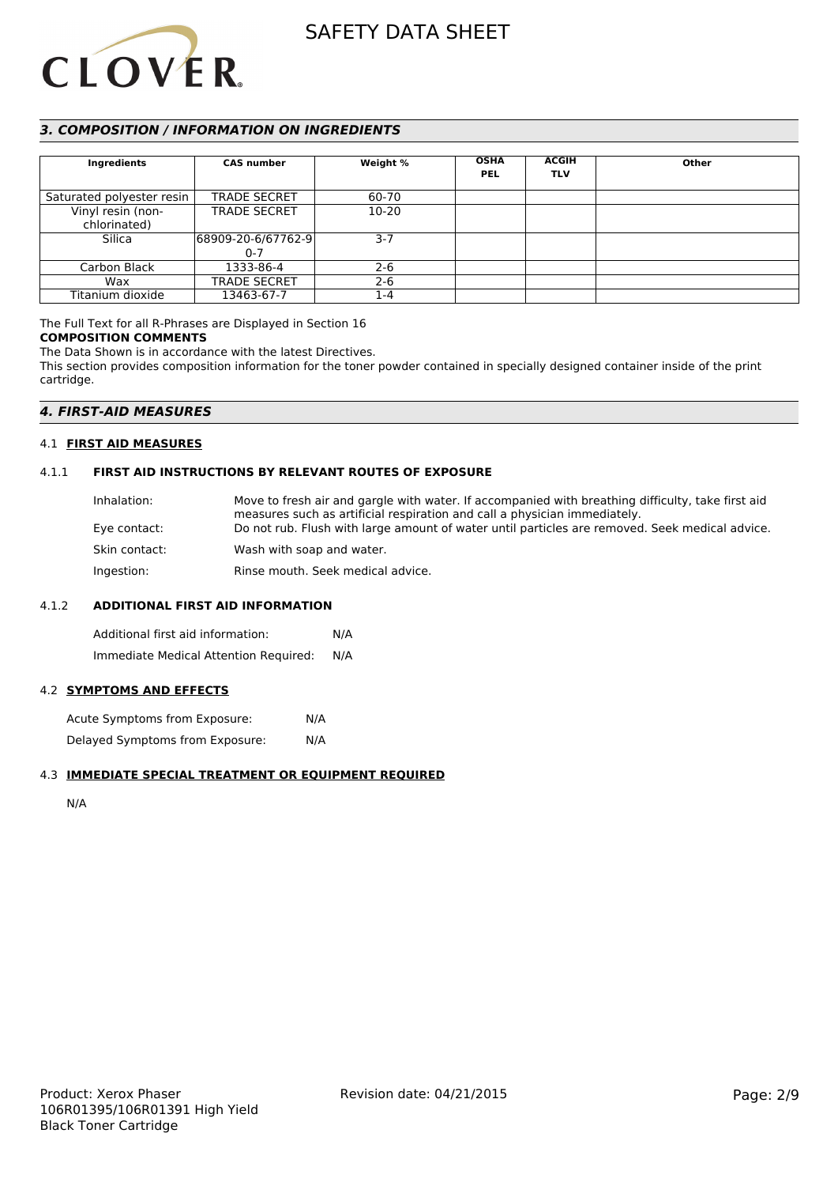## 3. COMPOSITION / INFORMATION ON INGREDIENTS

| Ingredients | CAS number | Weight % | OSHA PEL | ACGIH TLV | Other |
|---|---|---|---|---|---|
| Saturated polyester resin | TRADE SECRET | 60-70 | | | |
| Vinyl resin (non-chlorinated) | TRADE SECRET | 10-20 | | | |
| Silica | 68909-20-6/67762-90-7 | 3-7 | | | |
| Carbon Black | 1333-86-4 | 2-6 | | | |
| Wax | TRADE SECRET | 2-6 | | | |
| Titanium dioxide | 13463-67-7 | 1-4 | | | |

The Full Text for all R-Phrases are Displayed in Section 16

**COMPOSITION COMMENTS**

The Data Shown is in accordance with the latest Directives.

This section provides composition information for the toner powder contained in specially designed container inside of the print cartridge.

## 4. FIRST-AID MEASURES

### 4.1 FIRST AID MEASURES

#### 4.1.1 FIRST AID INSTRUCTIONS BY RELEVANT ROUTES OF EXPOSURE

Inhalation: Move to fresh air and gargle with water. If accompanied with breathing difficulty, take first aid measures such as artificial respiration and call a physician immediately.

Eye contact: Do not rub. Flush with large amount of water until particles are removed. Seek medical advice.

Skin contact: Wash with soap and water.

Ingestion: Rinse mouth. Seek medical advice.

#### 4.1.2 ADDITIONAL FIRST AID INFORMATION

Additional first aid information: N/A

Immediate Medical Attention Required: N/A

### 4.2 SYMPTOMS AND EFFECTS

Acute Symptoms from Exposure: N/A

Delayed Symptoms from Exposure: N/A

### 4.3 IMMEDIATE SPECIAL TREATMENT OR EQUIPMENT REQUIRED

N/A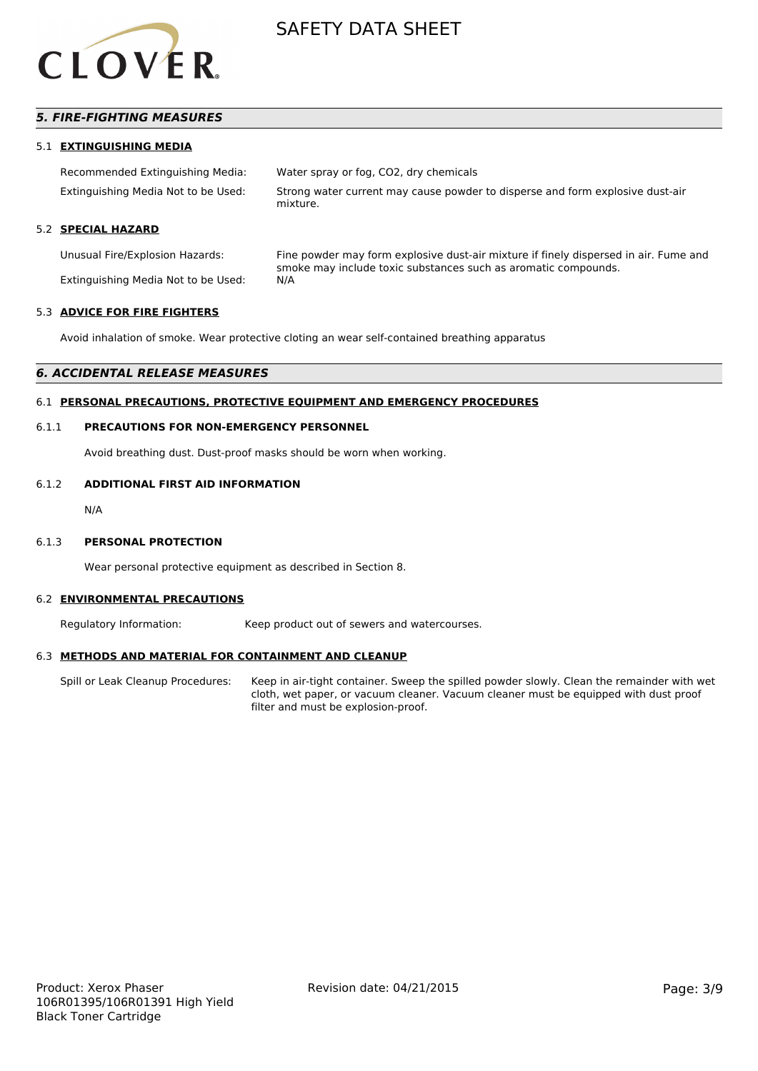## *5. FIRE-FIGHTING MEASURES*

### 5.1 EXTINGUISHING MEDIA

| | |
|---|---|
| Recommended Extinguishing Media: | Water spray or fog, CO2, dry chemicals |
| Extinguishing Media Not to be Used: | Strong water current may cause powder to disperse and form explosive dust-air mixture. |

### 5.2 SPECIAL HAZARD

| | |
|---|---|
| Unusual Fire/Explosion Hazards: | Fine powder may form explosive dust-air mixture if finely dispersed in air. Fume and smoke may include toxic substances such as aromatic compounds. |
| Extinguishing Media Not to be Used: | N/A |

### 5.3 ADVICE FOR FIRE FIGHTERS

Avoid inhalation of smoke. Wear protective cloting an wear self-contained breathing apparatus

## *6. ACCIDENTAL RELEASE MEASURES*

### 6.1 PERSONAL PRECAUTIONS, PROTECTIVE EQUIPMENT AND EMERGENCY PROCEDURES

#### 6.1.1 PRECAUTIONS FOR NON-EMERGENCY PERSONNEL

Avoid breathing dust. Dust-proof masks should be worn when working.

#### 6.1.2 ADDITIONAL FIRST AID INFORMATION

N/A

#### 6.1.3 PERSONAL PROTECTION

Wear personal protective equipment as described in Section 8.

### 6.2 ENVIRONMENTAL PRECAUTIONS

| | |
|---|---|
| Regulatory Information: | Keep product out of sewers and watercourses. |

### 6.3 METHODS AND MATERIAL FOR CONTAINMENT AND CLEANUP

| | |
|---|---|
| Spill or Leak Cleanup Procedures: | Keep in air-tight container. Sweep the spilled powder slowly. Clean the remainder with wet cloth, wet paper, or vacuum cleaner. Vacuum cleaner must be equipped with dust proof filter and must be explosion-proof. |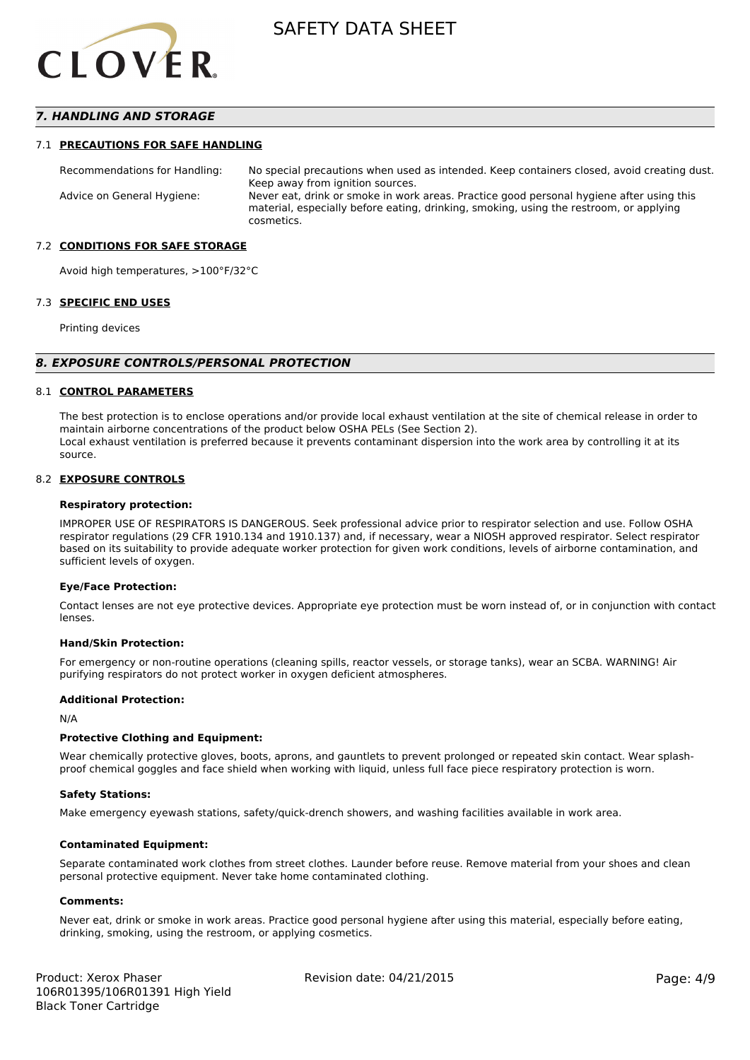## 7. HANDLING AND STORAGE

### 7.1 PRECAUTIONS FOR SAFE HANDLING

| | |
|---|---|
| Recommendations for Handling: | No special precautions when used as intended. Keep containers closed, avoid creating dust. Keep away from ignition sources. |
| Advice on General Hygiene: | Never eat, drink or smoke in work areas. Practice good personal hygiene after using this material, especially before eating, drinking, smoking, using the restroom, or applying cosmetics. |

### 7.2 CONDITIONS FOR SAFE STORAGE

Avoid high temperatures, >100°F/32°C

### 7.3 SPECIFIC END USES

Printing devices

## 8. EXPOSURE CONTROLS/PERSONAL PROTECTION

### 8.1 CONTROL PARAMETERS

The best protection is to enclose operations and/or provide local exhaust ventilation at the site of chemical release in order to maintain airborne concentrations of the product below OSHA PELs (See Section 2).
Local exhaust ventilation is preferred because it prevents contaminant dispersion into the work area by controlling it at its source.

### 8.2 EXPOSURE CONTROLS

**Respiratory protection:**

IMPROPER USE OF RESPIRATORS IS DANGEROUS. Seek professional advice prior to respirator selection and use. Follow OSHA respirator regulations (29 CFR 1910.134 and 1910.137) and, if necessary, wear a NIOSH approved respirator. Select respirator based on its suitability to provide adequate worker protection for given work conditions, levels of airborne contamination, and sufficient levels of oxygen.

**Eye/Face Protection:**

Contact lenses are not eye protective devices. Appropriate eye protection must be worn instead of, or in conjunction with contact lenses.

**Hand/Skin Protection:**

For emergency or non-routine operations (cleaning spills, reactor vessels, or storage tanks), wear an SCBA. WARNING! Air purifying respirators do not protect worker in oxygen deficient atmospheres.

**Additional Protection:**

N/A

**Protective Clothing and Equipment:**

Wear chemically protective gloves, boots, aprons, and gauntlets to prevent prolonged or repeated skin contact. Wear splash-proof chemical goggles and face shield when working with liquid, unless full face piece respiratory protection is worn.

**Safety Stations:**

Make emergency eyewash stations, safety/quick-drench showers, and washing facilities available in work area.

**Contaminated Equipment:**

Separate contaminated work clothes from street clothes. Launder before reuse. Remove material from your shoes and clean personal protective equipment. Never take home contaminated clothing.

**Comments:**

Never eat, drink or smoke in work areas. Practice good personal hygiene after using this material, especially before eating, drinking, smoking, using the restroom, or applying cosmetics.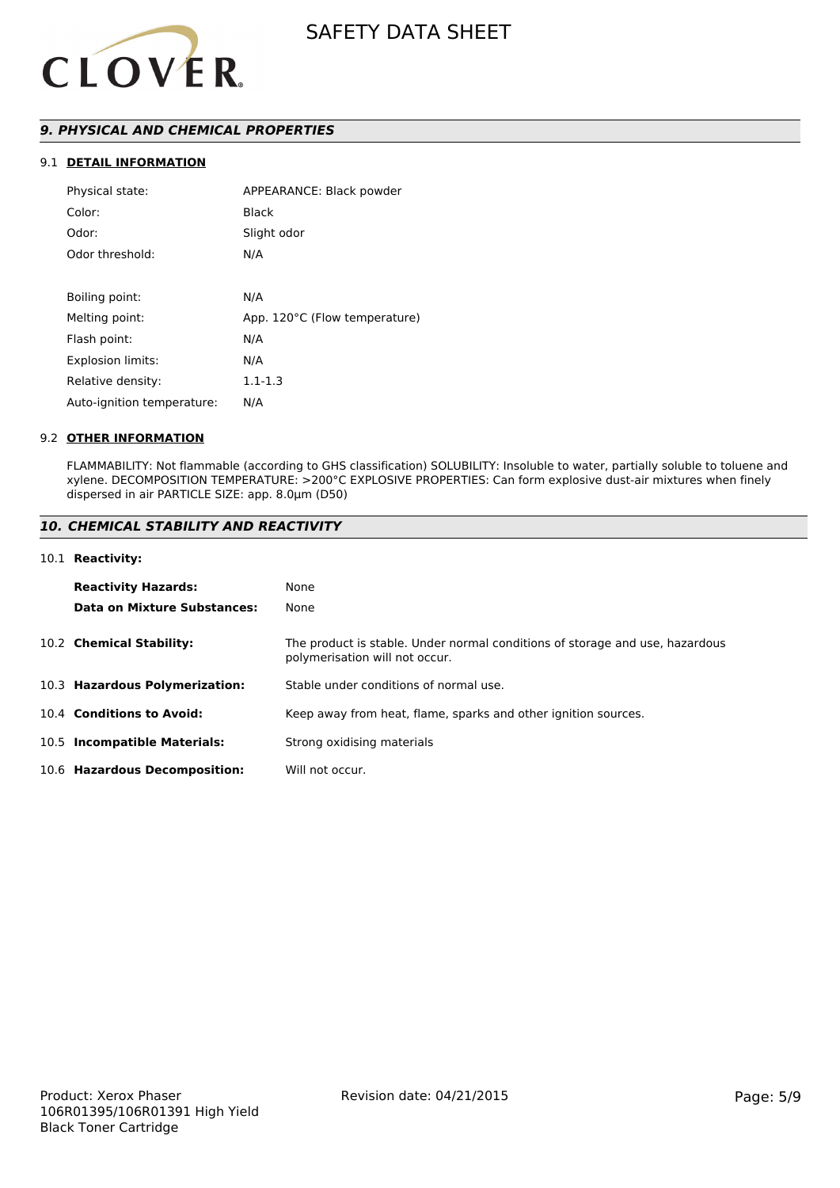## *9. PHYSICAL AND CHEMICAL PROPERTIES*

### 9.1 DETAIL INFORMATION

| | |
|---|---|
| Physical state: | APPEARANCE: Black powder |
| Color: | Black |
| Odor: | Slight odor |
| Odor threshold: | N/A |
| Boiling point: | N/A |
| Melting point: | App. 120°C (Flow temperature) |
| Flash point: | N/A |
| Explosion limits: | N/A |
| Relative density: | 1.1-1.3 |
| Auto-ignition temperature: | N/A |

### 9.2 OTHER INFORMATION

FLAMMABILITY: Not flammable (according to GHS classification) SOLUBILITY: Insoluble to water, partially soluble to toluene and xylene. DECOMPOSITION TEMPERATURE: >200°C EXPLOSIVE PROPERTIES: Can form explosive dust-air mixtures when finely dispersed in air PARTICLE SIZE: app. 8.0µm (D50)

## *10. CHEMICAL STABILITY AND REACTIVITY*

### 10.1 Reactivity:

**Reactivity Hazards:** None

**Data on Mixture Substances:** None

**10.2 Chemical Stability:** The product is stable. Under normal conditions of storage and use, hazardous polymerisation will not occur.

**10.3 Hazardous Polymerization:** Stable under conditions of normal use.

**10.4 Conditions to Avoid:** Keep away from heat, flame, sparks and other ignition sources.

**10.5 Incompatible Materials:** Strong oxidising materials

**10.6 Hazardous Decomposition:** Will not occur.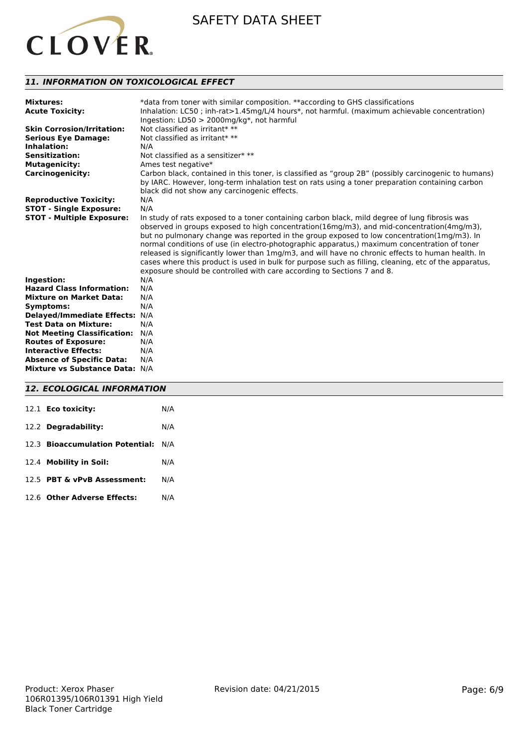## *11. INFORMATION ON TOXICOLOGICAL EFFECT*

| | |
|---|---|
| **Mixtures:** | *data from toner with similar composition. **according to GHS classifications |
| **Acute Toxicity:** | Inhalation: LC50 ; inh-rat>1.45mg/L/4 hours*, not harmful. (maximum achievable concentration) Ingestion: LD50 > 2000mg/kg*, not harmful |
| **Skin Corrosion/Irritation:** | Not classified as irritant* ** |
| **Serious Eye Damage:** | Not classified as irritant* ** |
| **Inhalation:** | N/A |
| **Sensitization:** | Not classified as a sensitizer* ** |
| **Mutagenicity:** | Ames test negative* |
| **Carcinogenicity:** | Carbon black, contained in this toner, is classified as "group 2B" (possibly carcinogenic to humans) by IARC. However, long-term inhalation test on rats using a toner preparation containing carbon black did not show any carcinogenic effects. |
| **Reproductive Toxicity:** | N/A |
| **STOT - Single Exposure:** | N/A |
| **STOT - Multiple Exposure:** | In study of rats exposed to a toner containing carbon black, mild degree of lung fibrosis was observed in groups exposed to high concentration(16mg/m3), and mid-concentration(4mg/m3), but no pulmonary change was reported in the group exposed to low concentration(1mg/m3). In normal conditions of use (in electro-photographic apparatus,) maximum concentration of toner released is significantly lower than 1mg/m3, and will have no chronic effects to human health. In cases where this product is used in bulk for purpose such as filling, cleaning, etc of the apparatus, exposure should be controlled with care according to Sections 7 and 8. |
| **Ingestion:** | N/A |
| **Hazard Class Information:** | N/A |
| **Mixture on Market Data:** | N/A |
| **Symptoms:** | N/A |
| **Delayed/Immediate Effects:** | N/A |
| **Test Data on Mixture:** | N/A |
| **Not Meeting Classification:** | N/A |
| **Routes of Exposure:** | N/A |
| **Interactive Effects:** | N/A |
| **Absence of Specific Data:** | N/A |
| **Mixture vs Substance Data:** | N/A |

## *12. ECOLOGICAL INFORMATION*

| | |
|---|---|
| 12.1 **Eco toxicity:** | N/A |
| 12.2 **Degradability:** | N/A |
| 12.3 **Bioaccumulation Potential:** | N/A |
| 12.4 **Mobility in Soil:** | N/A |
| 12.5 **PBT & vPvB Assessment:** | N/A |
| 12.6 **Other Adverse Effects:** | N/A |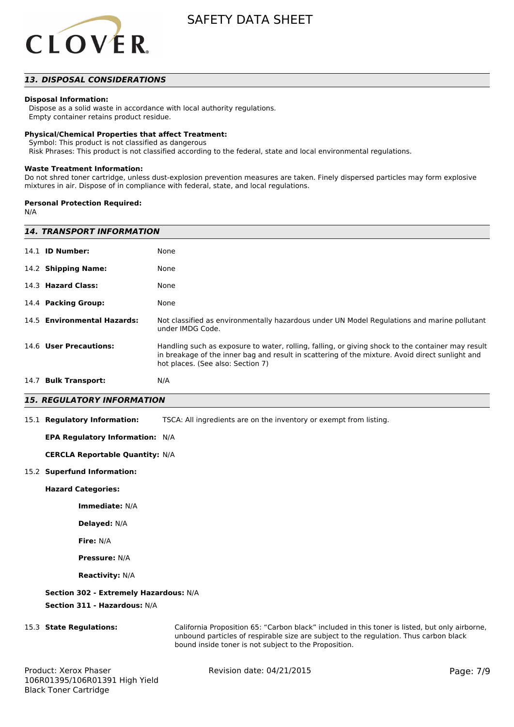## 13. DISPOSAL CONSIDERATIONS

**Disposal Information:**
Dispose as a solid waste in accordance with local authority regulations.
Empty container retains product residue.

**Physical/Chemical Properties that affect Treatment:**
Symbol: This product is not classified as dangerous
Risk Phrases: This product is not classified according to the federal, state and local environmental regulations.

**Waste Treatment Information:**
Do not shred toner cartridge, unless dust-explosion prevention measures are taken. Finely dispersed particles may form explosive mixtures in air. Dispose of in compliance with federal, state, and local regulations.

**Personal Protection Required:**
N/A

## 14. TRANSPORT INFORMATION

| | |
|---|---|
| 14.1 **ID Number:** | None |
| 14.2 **Shipping Name:** | None |
| 14.3 **Hazard Class:** | None |
| 14.4 **Packing Group:** | None |
| 14.5 **Environmental Hazards:** | Not classified as environmentally hazardous under UN Model Regulations and marine pollutant under IMDG Code. |
| 14.6 **User Precautions:** | Handling such as exposure to water, rolling, falling, or giving shock to the container may result in breakage of the inner bag and result in scattering of the mixture. Avoid direct sunlight and hot places. (See also: Section 7) |
| 14.7 **Bulk Transport:** | N/A |

## 15. REGULATORY INFORMATION

15.1 **Regulatory Information:** TSCA: All ingredients are on the inventory or exempt from listing.

**EPA Regulatory Information:** N/A

**CERCLA Reportable Quantity:** N/A

15.2 **Superfund Information:**

**Hazard Categories:**

**Immediate:** N/A

**Delayed:** N/A

**Fire:** N/A

**Pressure:** N/A

**Reactivity:** N/A

**Section 302 - Extremely Hazardous:** N/A

**Section 311 - Hazardous:** N/A

15.3 **State Regulations:** California Proposition 65: “Carbon black” included in this toner is listed, but only airborne, unbound particles of respirable size are subject to the regulation. Thus carbon black bound inside toner is not subject to the Proposition.

Product: Xerox Phaser 106R01395/106R01391 High Yield Black Toner Cartridge

Revision date: 04/21/2015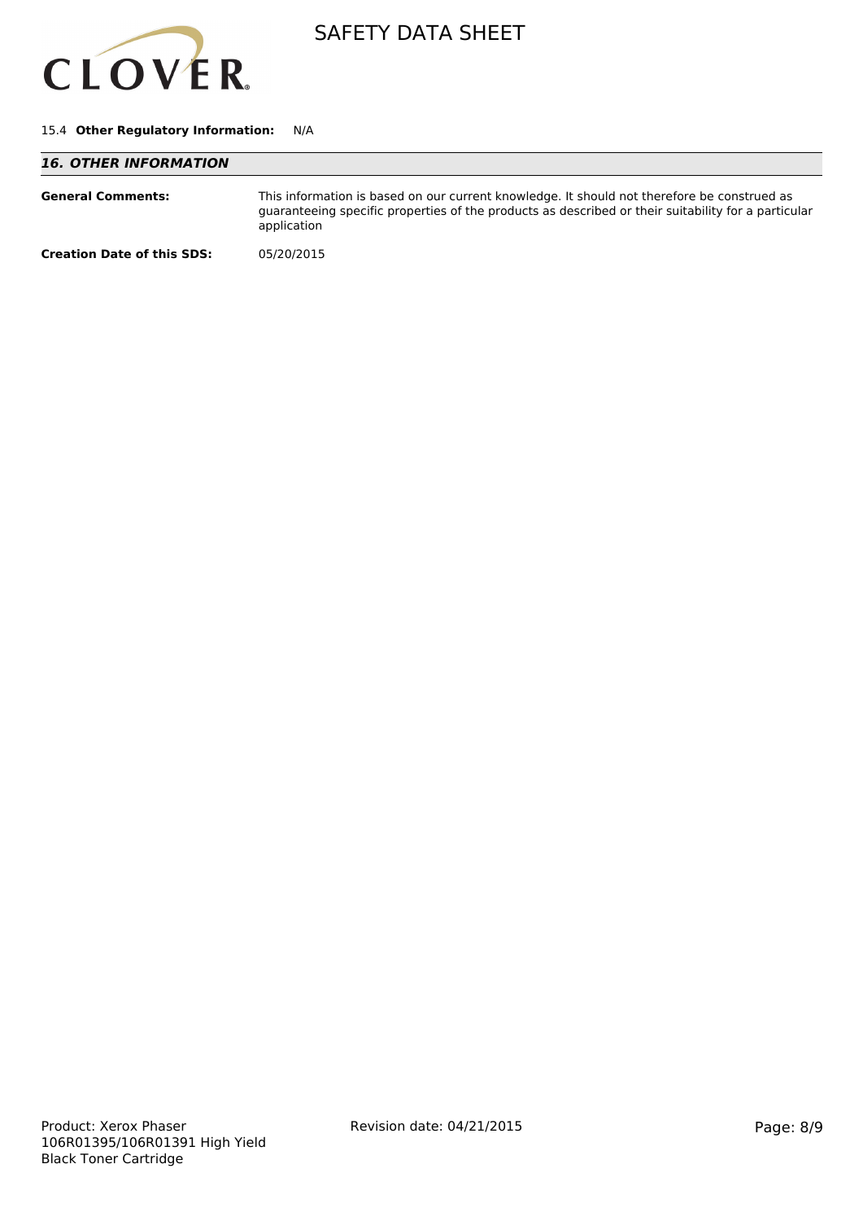15.4 **Other Regulatory Information:** N/A

## *16. OTHER INFORMATION*

**General Comments:** This information is based on our current knowledge. It should not therefore be construed as guaranteeing specific properties of the products as described or their suitability for a particular application

**Creation Date of this SDS:** 05/20/2015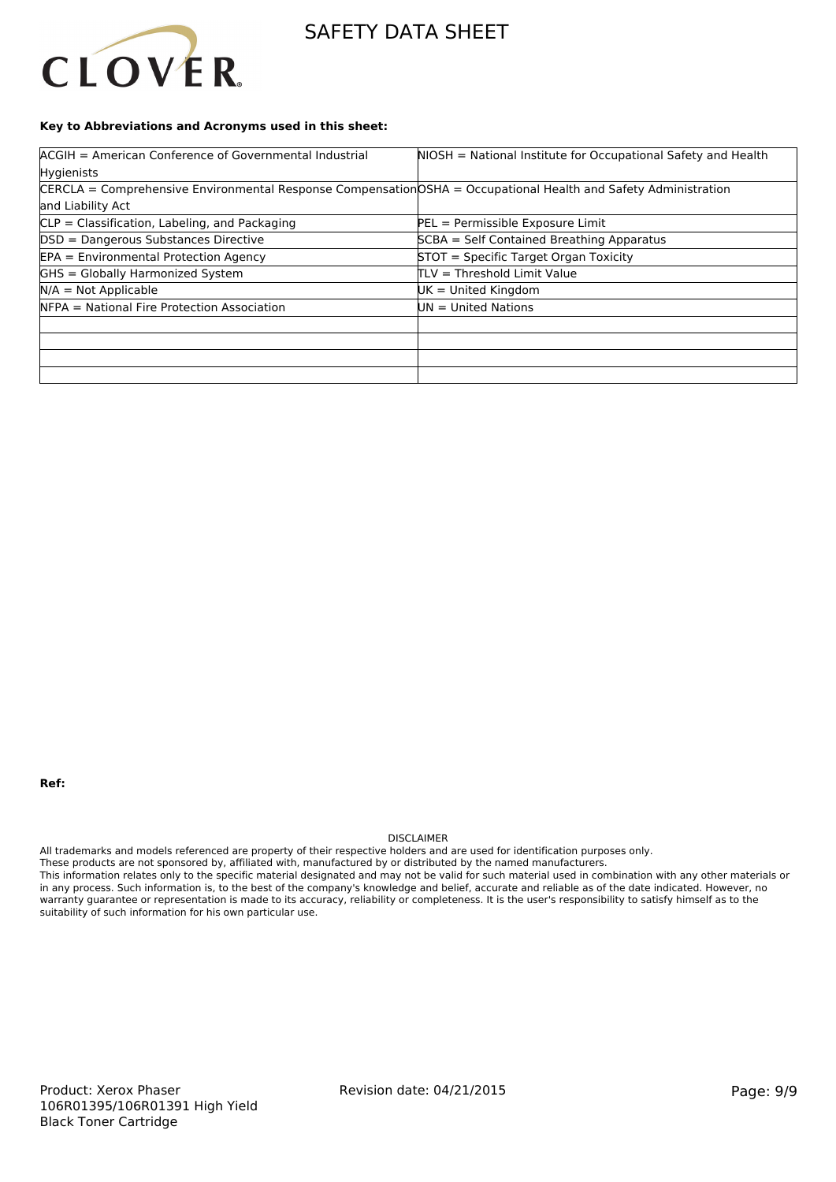**Key to Abbreviations and Acronyms used in this sheet:**

| | |
|---|---|
| ACGIH = American Conference of Governmental Industrial Hygienists | NIOSH = National Institute for Occupational Safety and Health |
| CERCLA = Comprehensive Environmental Response Compensation and Liability Act | OSHA = Occupational Health and Safety Administration |
| CLP = Classification, Labeling, and Packaging | PEL = Permissible Exposure Limit |
| DSD = Dangerous Substances Directive | SCBA = Self Contained Breathing Apparatus |
| EPA = Environmental Protection Agency | STOT = Specific Target Organ Toxicity |
| GHS = Globally Harmonized System | TLV = Threshold Limit Value |
| N/A = Not Applicable | UK = United Kingdom |
| NFPA = National Fire Protection Association | UN = United Nations |
| | |
| | |
| | |
| | |

**Ref:**

DISCLAIMER

All trademarks and models referenced are property of their respective holders and are used for identification purposes only.
These products are not sponsored by, affiliated with, manufactured by or distributed by the named manufacturers.
This information relates only to the specific material designated and may not be valid for such material used in combination with any other materials or in any process. Such information is, to the best of the company's knowledge and belief, accurate and reliable as of the date indicated. However, no warranty guarantee or representation is made to its accuracy, reliability or completeness. It is the user's responsibility to satisfy himself as to the suitability of such information for his own particular use.

Product: Xerox Phaser 106R01395/106R01391 High Yield Black Toner Cartridge

Revision date: 04/21/2015